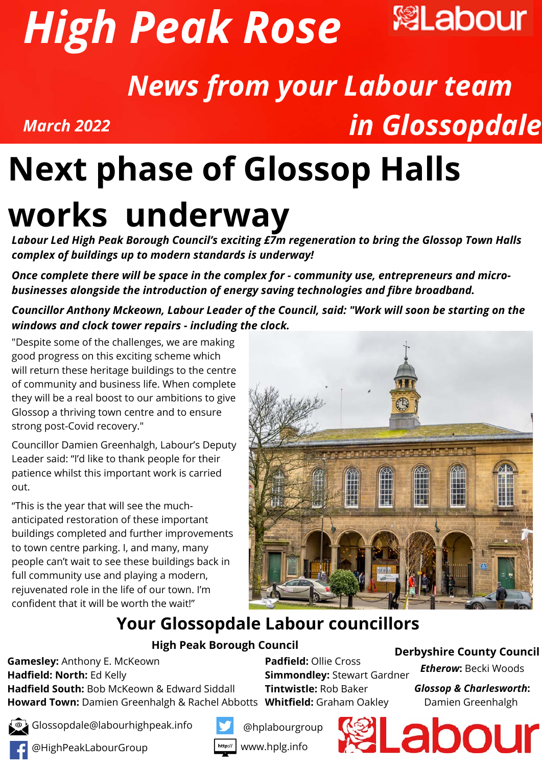# High Peak Rose

Labour

## News from your Labour team in Glossopdale

*March 2022*

# Next phase of Glossop Halls works underway

***Labour Led High Peak Borough Council's exciting £7m regeneration to bring the Glossop Town Halls complex of buildings up to modern standards is underway!***

***Once complete there will be space in the complex for - community use, entrepreneurs and micro-businesses alongside the introduction of energy saving technologies and fibre broadband.***

***Councillor Anthony Mckeown, Labour Leader of the Council, said: "Work will soon be starting on the windows and clock tower repairs - including the clock.***

"Despite some of the challenges, we are making good progress on this exciting scheme which will return these heritage buildings to the centre of community and business life. When complete they will be a real boost to our ambitions to give Glossop a thriving town centre and to ensure strong post-Covid recovery."

Councillor Damien Greenhalgh, Labour's Deputy Leader said: "I'd like to thank people for their patience whilst this important work is carried out.

"This is the year that will see the much-anticipated restoration of these important buildings completed and further improvements to town centre parking. I, and many, many people can't wait to see these buildings back in full community use and playing a modern, rejuvenated role in the life of our town. I'm confident that it will be worth the wait!"

## Your Glossopdale Labour councillors

### High Peak Borough Council

**Gamesley:** Anthony E. McKeown
**Hadfield: North:** Ed Kelly
**Hadfield South:** Bob McKeown & Edward Siddall
**Howard Town:** Damien Greenhalgh & Rachel Abbotts
**Padfield:** Ollie Cross
**Simmondley:** Stewart Gardner
**Tintwistle:** Rob Baker
**Whitfield:** Graham Oakley

### Derbyshire County Council

***Etherow*:** Becki Woods
***Glossop & Charlesworth*:** Damien Greenhalgh

Glossopdale@labourhighpeak.info
@HighPeakLabourGroup
@hplabourgroup
www.hplg.info

Labour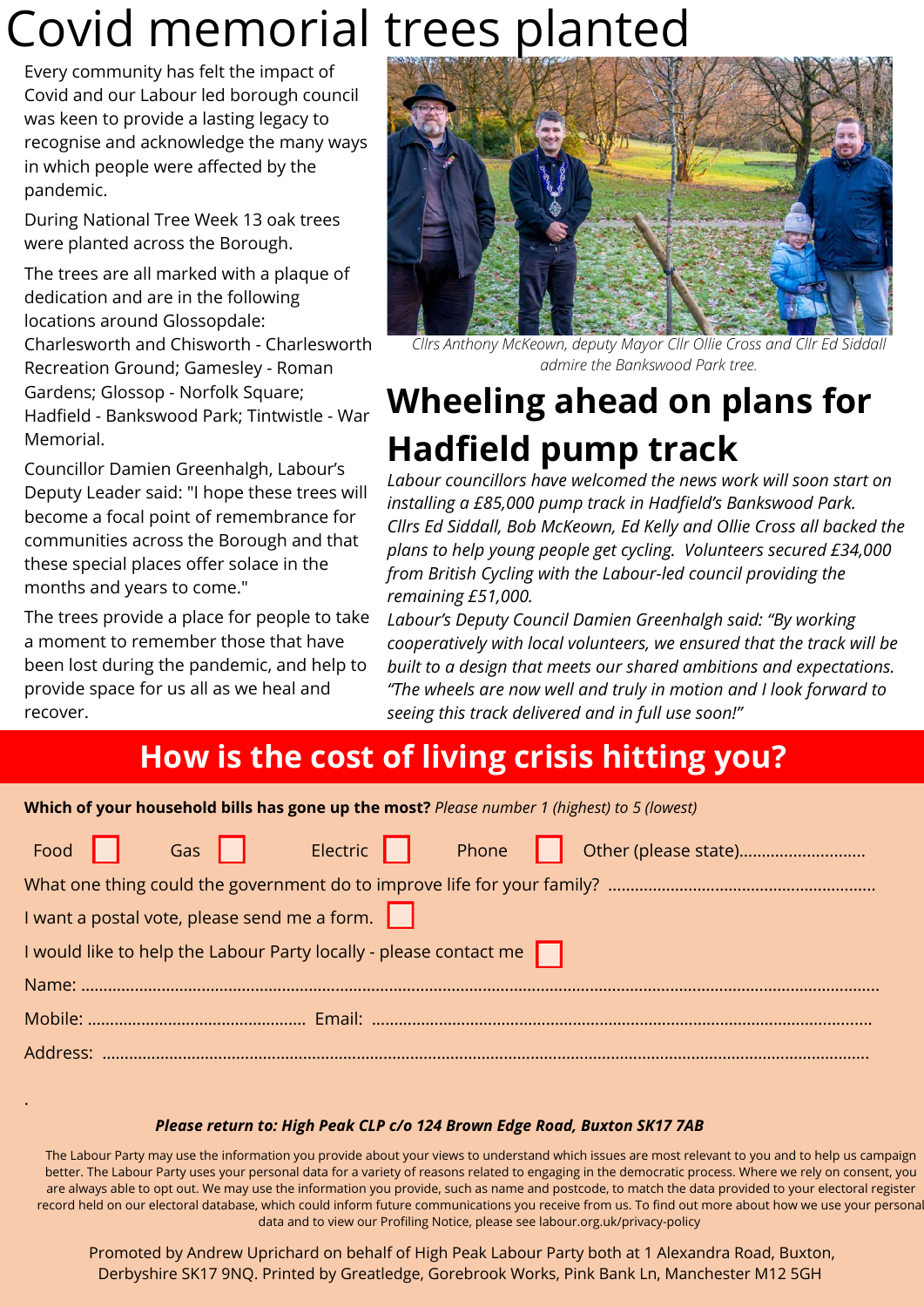# Covid memorial trees planted

Every community has felt the impact of Covid and our Labour led borough council was keen to provide a lasting legacy to recognise and acknowledge the many ways in which people were affected by the pandemic.

During National Tree Week 13 oak trees were planted across the Borough.

The trees are all marked with a plaque of dedication and are in the following locations around Glossopdale: Charlesworth and Chisworth - Charlesworth Recreation Ground; Gamesley - Roman Gardens; Glossop - Norfolk Square; Hadfield - Bankswood Park; Tintwistle - War Memorial.

Councillor Damien Greenhalgh, Labour's Deputy Leader said: "I hope these trees will become a focal point of remembrance for communities across the Borough and that these special places offer solace in the months and years to come."

The trees provide a place for people to take a moment to remember those that have been lost during the pandemic, and help to provide space for us all as we heal and recover.

*Cllrs Anthony McKeown, deputy Mayor Cllr Ollie Cross and Cllr Ed Siddall admire the Bankswood Park tree.*

# Wheeling ahead on plans for Hadfield pump track

*Labour councillors have welcomed the news work will soon start on installing a £85,000 pump track in Hadfield's Bankswood Park. Cllrs Ed Siddall, Bob McKeown, Ed Kelly and Ollie Cross all backed the plans to help young people get cycling. Volunteers secured £34,000 from British Cycling with the Labour-led council providing the remaining £51,000.*

*Labour's Deputy Council Damien Greenhalgh said: "By working cooperatively with local volunteers, we ensured that the track will be built to a design that meets our shared ambitions and expectations. "The wheels are now well and truly in motion and I look forward to seeing this track delivered and in full use soon!"*

## How is the cost of living crisis hitting you?

**Which of your household bills has gone up the most?** *Please number 1 (highest) to 5 (lowest)*

Food ☐ Gas ☐ Electric ☐ Phone ☐ Other (please state)............................

What one thing could the government do to improve life for your family? ...........................................................

I want a postal vote, please send me a form. ☐

I would like to help the Labour Party locally - please contact me ☐

Name: ......................................................................................................................................................

Mobile: ................................................ Email: ..................................................................................

Address: ..................................................................................................................................................

***Please return to: High Peak CLP c/o 124 Brown Edge Road, Buxton SK17 7AB***

The Labour Party may use the information you provide about your views to understand which issues are most relevant to you and to help us campaign better. The Labour Party uses your personal data for a variety of reasons related to engaging in the democratic process. Where we rely on consent, you are always able to opt out. We may use the information you provide, such as name and postcode, to match the data provided to your electoral register record held on our electoral database, which could inform future communications you receive from us. To find out more about how we use your personal data and to view our Profiling Notice, please see labour.org.uk/privacy-policy

Promoted by Andrew Uprichard on behalf of High Peak Labour Party both at 1 Alexandra Road, Buxton, Derbyshire SK17 9NQ. Printed by Greatledge, Gorebrook Works, Pink Bank Ln, Manchester M12 5GH